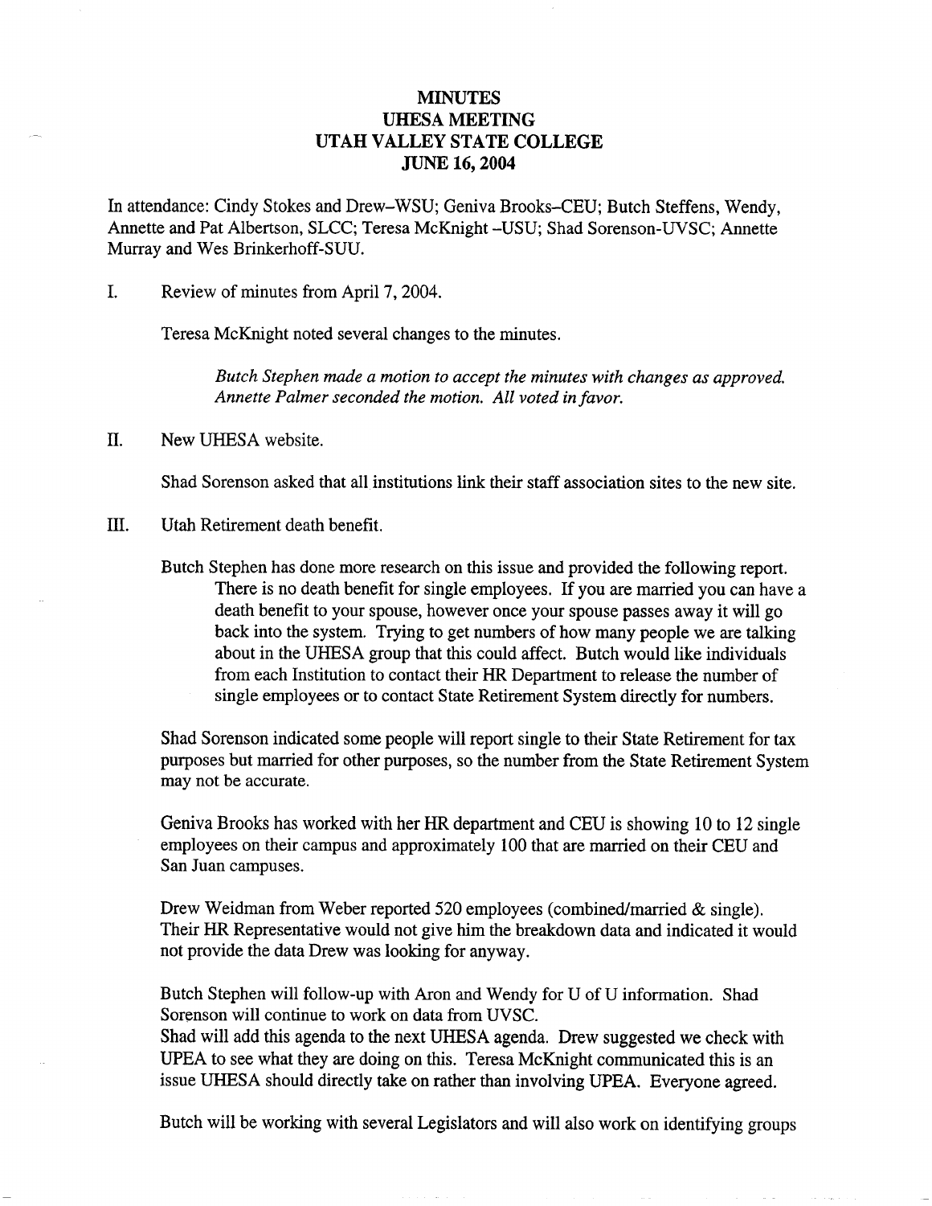# MINUTES
## UHESA MEETING
## UTAH VALLEY STATE COLLEGE
## JUNE 16, 2004

In attendance: Cindy Stokes and Drew–WSU; Geniva Brooks–CEU; Butch Steffens, Wendy, Annette and Pat Albertson, SLCC; Teresa McKnight –USU; Shad Sorenson-UVSC; Annette Murray and Wes Brinkerhoff-SUU.

I. Review of minutes from April 7, 2004.

Teresa McKnight noted several changes to the minutes.

> *Butch Stephen made a motion to accept the minutes with changes as approved. Annette Palmer seconded the motion. All voted in favor.*

II. New UHESA website.

Shad Sorenson asked that all institutions link their staff association sites to the new site.

III. Utah Retirement death benefit.

Butch Stephen has done more research on this issue and provided the following report.

> There is no death benefit for single employees. If you are married you can have a death benefit to your spouse, however once your spouse passes away it will go back into the system. Trying to get numbers of how many people we are talking about in the UHESA group that this could affect. Butch would like individuals from each Institution to contact their HR Department to release the number of single employees or to contact State Retirement System directly for numbers.

Shad Sorenson indicated some people will report single to their State Retirement for tax purposes but married for other purposes, so the number from the State Retirement System may not be accurate.

Geniva Brooks has worked with her HR department and CEU is showing 10 to 12 single employees on their campus and approximately 100 that are married on their CEU and San Juan campuses.

Drew Weidman from Weber reported 520 employees (combined/married & single). Their HR Representative would not give him the breakdown data and indicated it would not provide the data Drew was looking for anyway.

Butch Stephen will follow-up with Aron and Wendy for U of U information. Shad Sorenson will continue to work on data from UVSC.
Shad will add this agenda to the next UHESA agenda. Drew suggested we check with UPEA to see what they are doing on this. Teresa McKnight communicated this is an issue UHESA should directly take on rather than involving UPEA. Everyone agreed.

Butch will be working with several Legislators and will also work on identifying groups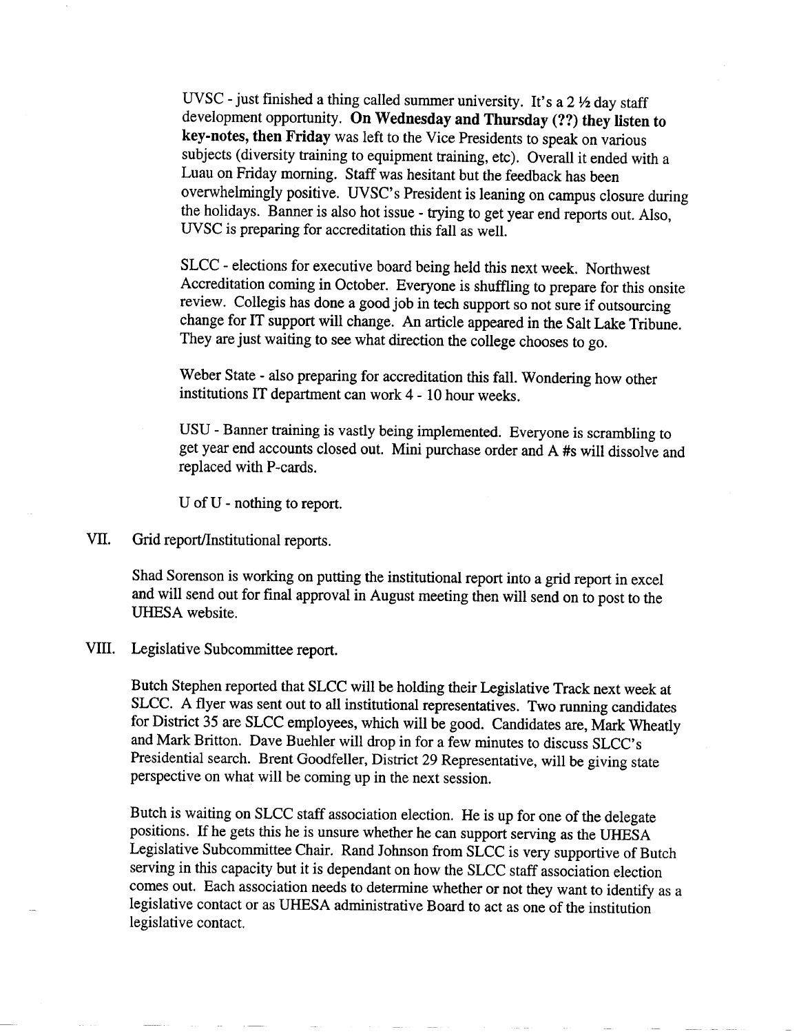UVSC - just finished a thing called summer university. It's a 2 ½ day staff development opportunity. **On Wednesday and Thursday (??) they listen to key-notes, then Friday** was left to the Vice Presidents to speak on various subjects (diversity training to equipment training, etc). Overall it ended with a Luau on Friday morning. Staff was hesitant but the feedback has been overwhelmingly positive. UVSC's President is leaning on campus closure during the holidays. Banner is also hot issue - trying to get year end reports out. Also, UVSC is preparing for accreditation this fall as well.

SLCC - elections for executive board being held this next week. Northwest Accreditation coming in October. Everyone is shuffling to prepare for this onsite review. Collegis has done a good job in tech support so not sure if outsourcing change for IT support will change. An article appeared in the Salt Lake Tribune. They are just waiting to see what direction the college chooses to go.

Weber State - also preparing for accreditation this fall. Wondering how other institutions IT department can work 4 - 10 hour weeks.

USU - Banner training is vastly being implemented. Everyone is scrambling to get year end accounts closed out. Mini purchase order and A #s will dissolve and replaced with P-cards.

U of U - nothing to report.

VII. Grid report/Institutional reports.

Shad Sorenson is working on putting the institutional report into a grid report in excel and will send out for final approval in August meeting then will send on to post to the UHESA website.

VIII. Legislative Subcommittee report.

Butch Stephen reported that SLCC will be holding their Legislative Track next week at SLCC. A flyer was sent out to all institutional representatives. Two running candidates for District 35 are SLCC employees, which will be good. Candidates are, Mark Wheatly and Mark Britton. Dave Buehler will drop in for a few minutes to discuss SLCC's Presidential search. Brent Goodfeller, District 29 Representative, will be giving state perspective on what will be coming up in the next session.

Butch is waiting on SLCC staff association election. He is up for one of the delegate positions. If he gets this he is unsure whether he can support serving as the UHESA Legislative Subcommittee Chair. Rand Johnson from SLCC is very supportive of Butch serving in this capacity but it is dependant on how the SLCC staff association election comes out. Each association needs to determine whether or not they want to identify as a legislative contact or as UHESA administrative Board to act as one of the institution legislative contact.